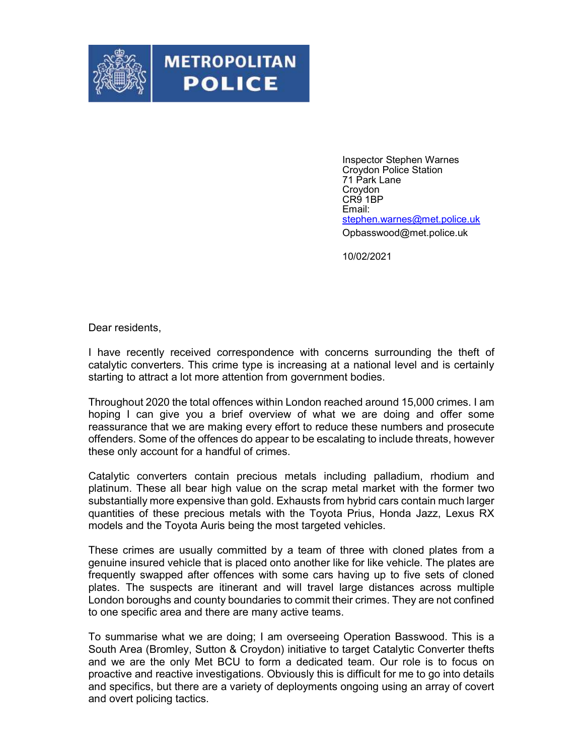**METROPOLITAN POLICE**

Inspector Stephen Warnes
Croydon Police Station
71 Park Lane
Croydon
CR9 1BP
Email:
stephen.warnes@met.police.uk
Opbasswood@met.police.uk

10/02/2021

Dear residents,

I have recently received correspondence with concerns surrounding the theft of catalytic converters. This crime type is increasing at a national level and is certainly starting to attract a lot more attention from government bodies.

Throughout 2020 the total offences within London reached around 15,000 crimes. I am hoping I can give you a brief overview of what we are doing and offer some reassurance that we are making every effort to reduce these numbers and prosecute offenders. Some of the offences do appear to be escalating to include threats, however these only account for a handful of crimes.

Catalytic converters contain precious metals including palladium, rhodium and platinum. These all bear high value on the scrap metal market with the former two substantially more expensive than gold. Exhausts from hybrid cars contain much larger quantities of these precious metals with the Toyota Prius, Honda Jazz, Lexus RX models and the Toyota Auris being the most targeted vehicles.

These crimes are usually committed by a team of three with cloned plates from a genuine insured vehicle that is placed onto another like for like vehicle. The plates are frequently swapped after offences with some cars having up to five sets of cloned plates. The suspects are itinerant and will travel large distances across multiple London boroughs and county boundaries to commit their crimes. They are not confined to one specific area and there are many active teams.

To summarise what we are doing; I am overseeing Operation Basswood. This is a South Area (Bromley, Sutton & Croydon) initiative to target Catalytic Converter thefts and we are the only Met BCU to form a dedicated team. Our role is to focus on proactive and reactive investigations. Obviously this is difficult for me to go into details and specifics, but there are a variety of deployments ongoing using an array of covert and overt policing tactics.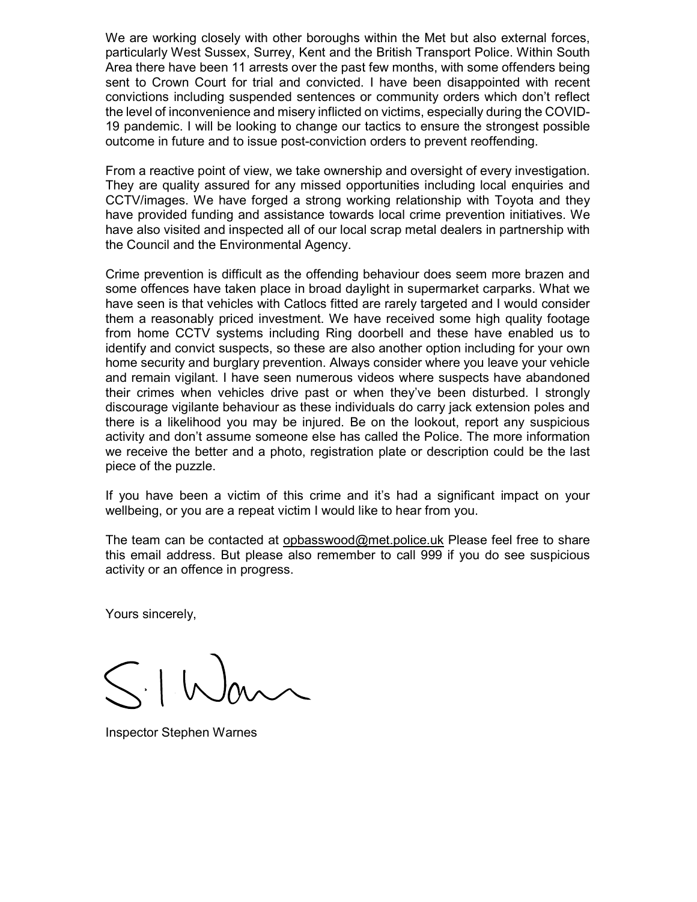We are working closely with other boroughs within the Met but also external forces, particularly West Sussex, Surrey, Kent and the British Transport Police. Within South Area there have been 11 arrests over the past few months, with some offenders being sent to Crown Court for trial and convicted. I have been disappointed with recent convictions including suspended sentences or community orders which don't reflect the level of inconvenience and misery inflicted on victims, especially during the COVID-19 pandemic. I will be looking to change our tactics to ensure the strongest possible outcome in future and to issue post-conviction orders to prevent reoffending.

From a reactive point of view, we take ownership and oversight of every investigation. They are quality assured for any missed opportunities including local enquiries and CCTV/images. We have forged a strong working relationship with Toyota and they have provided funding and assistance towards local crime prevention initiatives. We have also visited and inspected all of our local scrap metal dealers in partnership with the Council and the Environmental Agency.

Crime prevention is difficult as the offending behaviour does seem more brazen and some offences have taken place in broad daylight in supermarket carparks. What we have seen is that vehicles with Catlocs fitted are rarely targeted and I would consider them a reasonably priced investment. We have received some high quality footage from home CCTV systems including Ring doorbell and these have enabled us to identify and convict suspects, so these are also another option including for your own home security and burglary prevention. Always consider where you leave your vehicle and remain vigilant. I have seen numerous videos where suspects have abandoned their crimes when vehicles drive past or when they've been disturbed. I strongly discourage vigilante behaviour as these individuals do carry jack extension poles and there is a likelihood you may be injured. Be on the lookout, report any suspicious activity and don't assume someone else has called the Police. The more information we receive the better and a photo, registration plate or description could be the last piece of the puzzle.

If you have been a victim of this crime and it's had a significant impact on your wellbeing, or you are a repeat victim I would like to hear from you.

The team can be contacted at opbasswood@met.police.uk Please feel free to share this email address. But please also remember to call 999 if you do see suspicious activity or an offence in progress.

Yours sincerely,

S. I Warn

Inspector Stephen Warnes